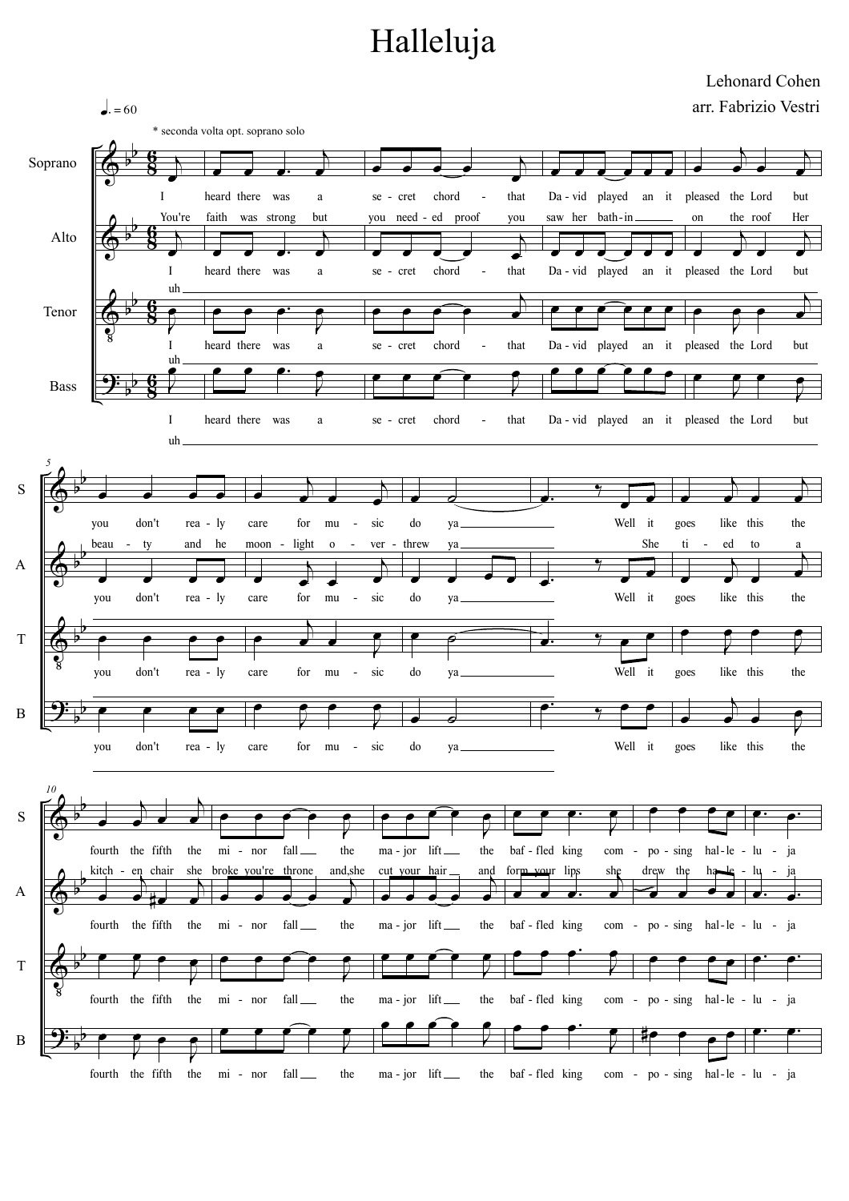# Halleluja

Lehonard Cohen

arr. Fabrizio Vestri

♩. = 60

* seconda volta opt. soprano solo

Soprano, Alto, Tenor, Bass

I heard there was a se - cret chord - that Da - vid played an it pleased the Lord but you don't rea - ly care for mu - sic do ya Well it goes like this the fourth the fifth the mi - nor fall the ma - jor lift the baf - fled king com - po - sing hal - le - lu - ja

You're faith was strong but you need - ed proof you saw her bath - in on the roof Her beau - ty and he moon - light o - ver - threw ya She ti - ed to a kitch - en chair she broke you're throne and she cut your hair and form your lips she drew the ha - le - lu - ja

uh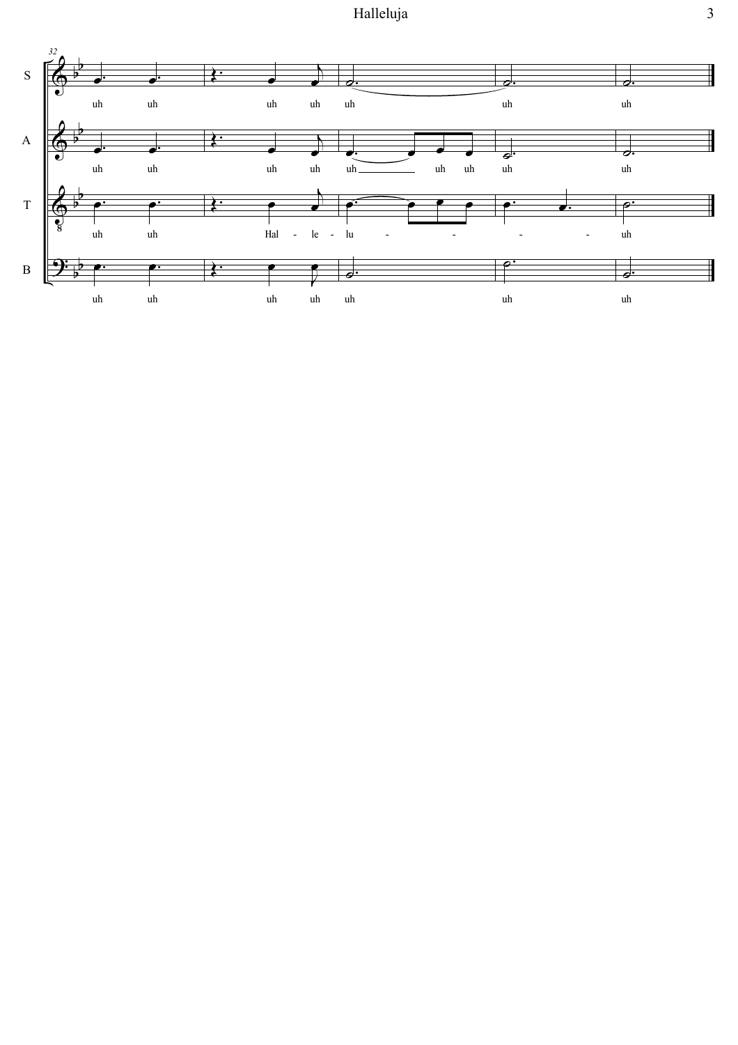32

S

uh uh uh uh uh uh uh

A

uh uh uh uh uh uh uh uh uh

T

uh uh Hal - le - lu - - - - uh

B

uh uh uh uh uh uh uh